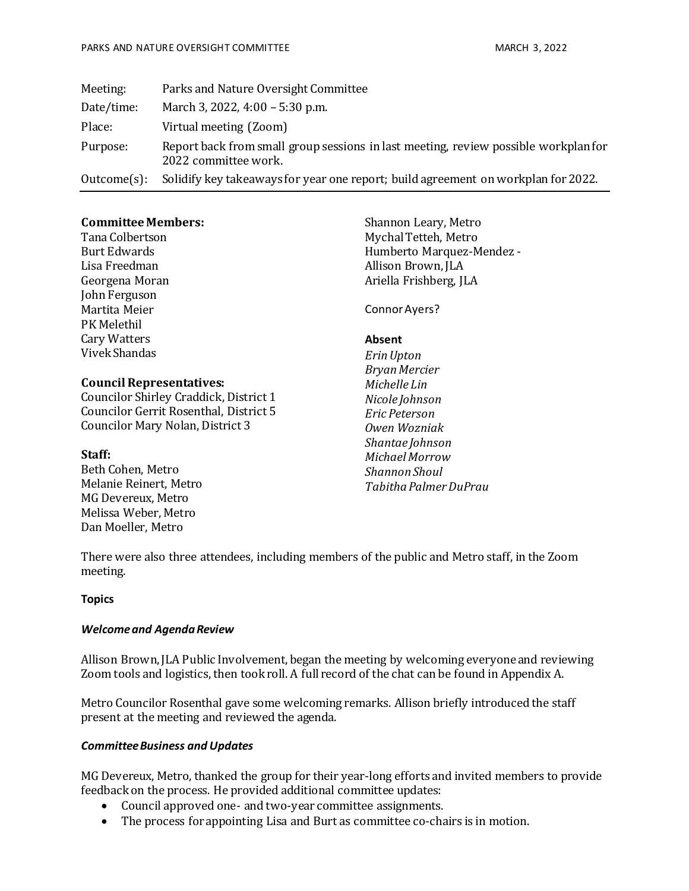| Meeting: | Parks and Nature Oversight Committee |
| --- | --- |
| Date/time: | March 3, 2022, 4:00 – 5:30 p.m. |
| Place: | Virtual meeting (Zoom) |
| Purpose: | Report back from small group sessions in last meeting, review possible workplan for 2022 committee work. |
| Outcome(s): | Solidify key takeaways for year one report; build agreement on workplan for 2022. |

**Committee Members:**
Tana Colbertson
Burt Edwards
Lisa Freedman
Georgena Moran
John Ferguson
Martita Meier
PK Melethil
Cary Watters
Vivek Shandas

**Council Representatives:**
Councilor Shirley Craddick, District 1
Councilor Gerrit Rosenthal, District 5
Councilor Mary Nolan, District 3

**Staff:**
Beth Cohen, Metro
Melanie Reinert, Metro
MG Devereux, Metro
Melissa Weber, Metro
Dan Moeller, Metro
Shannon Leary, Metro
Mychal Tetteh, Metro
Humberto Marquez-Mendez -
Allison Brown, JLA
Ariella Frishberg, JLA

Connor Ayers?

**Absent**
*Erin Upton*
*Bryan Mercier*
*Michelle Lin*
*Nicole Johnson*
*Eric Peterson*
*Owen Wozniak*
*Shantae Johnson*
*Michael Morrow*
*Shannon Shoul*
*Tabitha Palmer DuPrau*

There were also three attendees, including members of the public and Metro staff, in the Zoom meeting.

**Topics**

***Welcome and Agenda Review***

Allison Brown, JLA Public Involvement, began the meeting by welcoming everyone and reviewing Zoom tools and logistics, then took roll. A full record of the chat can be found in Appendix A.

Metro Councilor Rosenthal gave some welcoming remarks. Allison briefly introduced the staff present at the meeting and reviewed the agenda.

***Committee Business and Updates***

MG Devereux, Metro, thanked the group for their year-long efforts and invited members to provide feedback on the process. He provided additional committee updates:

- Council approved one- and two-year committee assignments.
- The process for appointing Lisa and Burt as committee co-chairs is in motion.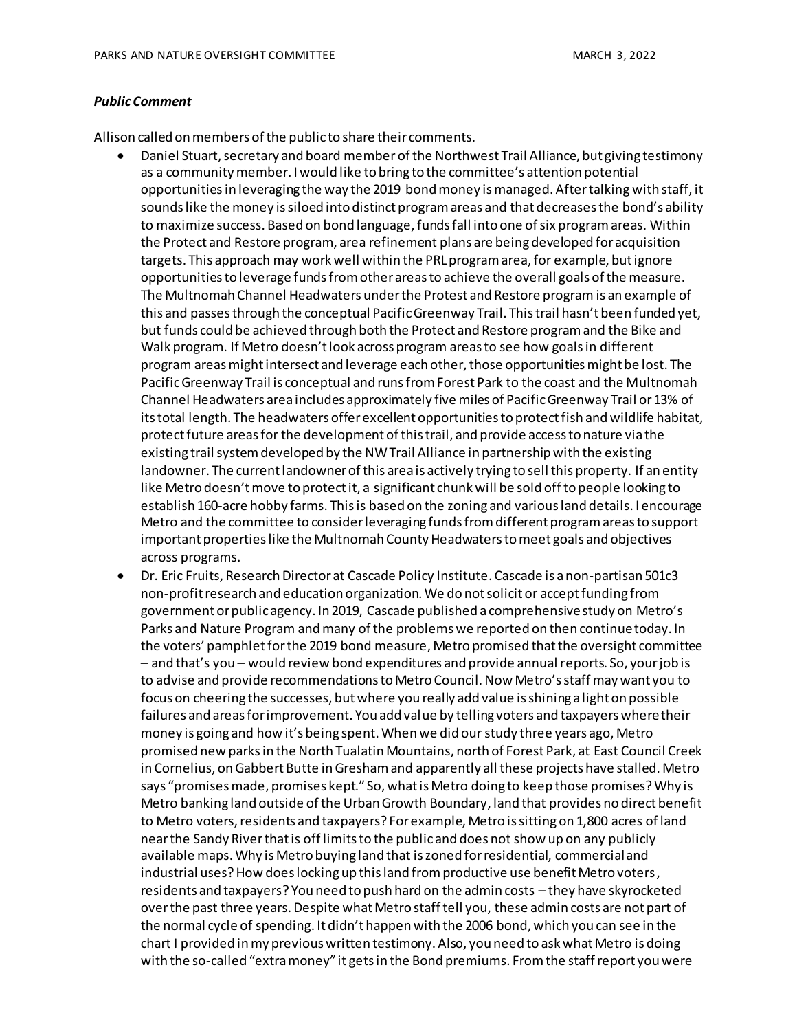***Public Comment***

Allison called on members of the public to share their comments.

- Daniel Stuart, secretary and board member of the Northwest Trail Alliance, but giving testimony as a community member. I would like to bring to the committee's attention potential opportunities in leveraging the way the 2019 bond money is managed. After talking with staff, it sounds like the money is siloed into distinct program areas and that decreases the bond's ability to maximize success. Based on bond language, funds fall into one of six program areas. Within the Protect and Restore program, area refinement plans are being developed for acquisition targets. This approach may work well within the PRL program area, for example, but ignore opportunities to leverage funds from other areas to achieve the overall goals of the measure. The Multnomah Channel Headwaters under the Protest and Restore program is an example of this and passes through the conceptual Pacific Greenway Trail. This trail hasn't been funded yet, but funds could be achieved through both the Protect and Restore program and the Bike and Walk program. If Metro doesn't look across program areas to see how goals in different program areas might intersect and leverage each other, those opportunities might be lost. The Pacific Greenway Trail is conceptual and runs from Forest Park to the coast and the Multnomah Channel Headwaters area includes approximately five miles of Pacific Greenway Trail or 13% of its total length. The headwaters offer excellent opportunities to protect fish and wildlife habitat, protect future areas for the development of this trail, and provide access to nature via the existing trail system developed by the NW Trail Alliance in partnership with the existing landowner. The current landowner of this area is actively trying to sell this property. If an entity like Metro doesn't move to protect it, a significant chunk will be sold off to people looking to establish 160-acre hobby farms. This is based on the zoning and various land details. I encourage Metro and the committee to consider leveraging funds from different program areas to support important properties like the Multnomah County Headwaters to meet goals and objectives across programs.
- Dr. Eric Fruits, Research Director at Cascade Policy Institute. Cascade is a non-partisan 501c3 non-profit research and education organization. We do not solicit or accept funding from government or public agency. In 2019, Cascade published a comprehensive study on Metro's Parks and Nature Program and many of the problems we reported on then continue today. In the voters' pamphlet for the 2019 bond measure, Metro promised that the oversight committee – and that's you – would review bond expenditures and provide annual reports. So, your job is to advise and provide recommendations to Metro Council. Now Metro's staff may want you to focus on cheering the successes, but where you really add value is shining a light on possible failures and areas for improvement. You add value by telling voters and taxpayers where their money is going and how it's being spent. When we did our study three years ago, Metro promised new parks in the North Tualatin Mountains, north of Forest Park, at East Council Creek in Cornelius, on Gabbert Butte in Gresham and apparently all these projects have stalled. Metro says "promises made, promises kept." So, what is Metro doing to keep those promises? Why is Metro banking land outside of the Urban Growth Boundary, land that provides no direct benefit to Metro voters, residents and taxpayers? For example, Metro is sitting on 1,800 acres of land near the Sandy River that is off limits to the public and does not show up on any publicly available maps. Why is Metro buying land that is zoned for residential, commercial and industrial uses? How does locking up this land from productive use benefit Metro voters, residents and taxpayers? You need to push hard on the admin costs – they have skyrocketed over the past three years. Despite what Metro staff tell you, these admin costs are not part of the normal cycle of spending. It didn't happen with the 2006 bond, which you can see in the chart I provided in my previous written testimony. Also, you need to ask what Metro is doing with the so-called "extra money" it gets in the Bond premiums. From the staff report you were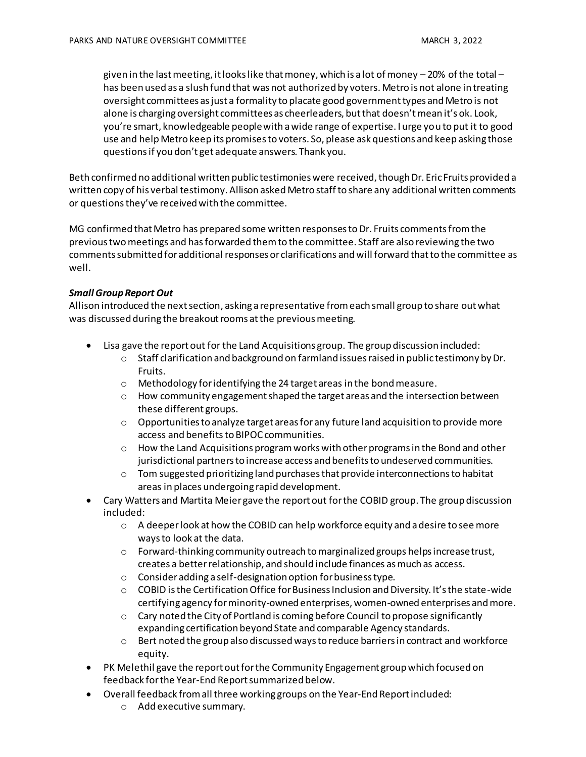given in the last meeting, it looks like that money, which is a lot of money – 20% of the total – has been used as a slush fund that was not authorized by voters. Metro is not alone in treating oversight committees as just a formality to placate good government types and Metro is not alone is charging oversight committees as cheerleaders, but that doesn't mean it's ok. Look, you're smart, knowledgeable people with a wide range of expertise. I urge you to put it to good use and help Metro keep its promises to voters. So, please ask questions and keep asking those questions if you don't get adequate answers. Thank you.

Beth confirmed no additional written public testimonies were received, though Dr. Eric Fruits provided a written copy of his verbal testimony. Allison asked Metro staff to share any additional written comments or questions they've received with the committee.

MG confirmed that Metro has prepared some written responses to Dr. Fruits comments from the previous two meetings and has forwarded them to the committee. Staff are also reviewing the two comments submitted for additional responses or clarifications and will forward that to the committee as well.

***Small Group Report Out***

Allison introduced the next section, asking a representative from each small group to share out what was discussed during the breakout rooms at the previous meeting.

- Lisa gave the report out for the Land Acquisitions group. The group discussion included:
  - Staff clarification and background on farmland issues raised in public testimony by Dr. Fruits.
  - Methodology for identifying the 24 target areas in the bond measure.
  - How community engagement shaped the target areas and the intersection between these different groups.
  - Opportunities to analyze target areas for any future land acquisition to provide more access and benefits to BIPOC communities.
  - How the Land Acquisitions program works with other programs in the Bond and other jurisdictional partners to increase access and benefits to undeserved communities.
  - Tom suggested prioritizing land purchases that provide interconnections to habitat areas in places undergoing rapid development.
- Cary Watters and Martita Meier gave the report out for the COBID group. The group discussion included:
  - A deeper look at how the COBID can help workforce equity and a desire to see more ways to look at the data.
  - Forward-thinking community outreach to marginalized groups helps increase trust, creates a better relationship, and should include finances as much as access.
  - Consider adding a self-designation option for business type.
  - COBID is the Certification Office for Business Inclusion and Diversity. It's the state-wide certifying agency for minority-owned enterprises, women-owned enterprises and more.
  - Cary noted the City of Portland is coming before Council to propose significantly expanding certification beyond State and comparable Agency standards.
  - Bert noted the group also discussed ways to reduce barriers in contract and workforce equity.
- PK Melethil gave the report out for the Community Engagement group which focused on feedback for the Year-End Report summarized below.
- Overall feedback from all three working groups on the Year-End Report included:
  - Add executive summary.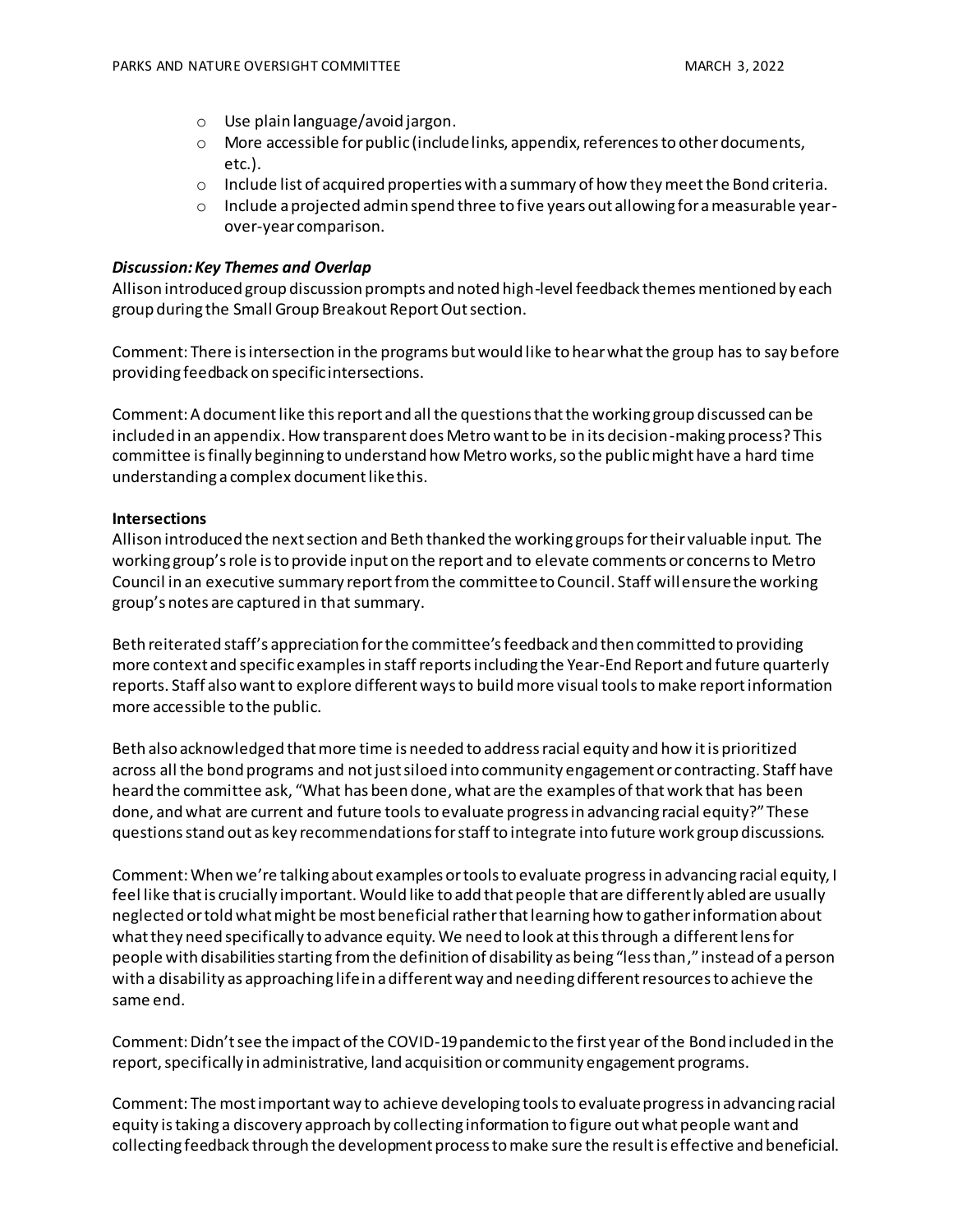- Use plain language/avoid jargon.
- More accessible for public (include links, appendix, references to other documents, etc.).
- Include list of acquired properties with a summary of how they meet the Bond criteria.
- Include a projected admin spend three to five years out allowing for a measurable year-over-year comparison.

***Discussion: Key Themes and Overlap***

Allison introduced group discussion prompts and noted high-level feedback themes mentioned by each group during the Small Group Breakout Report Out section.

Comment: There is intersection in the programs but would like to hear what the group has to say before providing feedback on specific intersections.

Comment: A document like this report and all the questions that the working group discussed can be included in an appendix. How transparent does Metro want to be in its decision-making process? This committee is finally beginning to understand how Metro works, so the public might have a hard time understanding a complex document like this.

**Intersections**

Allison introduced the next section and Beth thanked the working groups for their valuable input. The working group's role is to provide input on the report and to elevate comments or concerns to Metro Council in an executive summary report from the committee to Council. Staff will ensure the working group's notes are captured in that summary.

Beth reiterated staff's appreciation for the committee's feedback and then committed to providing more context and specific examples in staff reports including the Year-End Report and future quarterly reports. Staff also want to explore different ways to build more visual tools to make report information more accessible to the public.

Beth also acknowledged that more time is needed to address racial equity and how it is prioritized across all the bond programs and not just siloed into community engagement or contracting. Staff have heard the committee ask, "What has been done, what are the examples of that work that has been done, and what are current and future tools to evaluate progress in advancing racial equity?" These questions stand out as key recommendations for staff to integrate into future work group discussions.

Comment: When we're talking about examples or tools to evaluate progress in advancing racial equity, I feel like that is crucially important. Would like to add that people that are differently abled are usually neglected or told what might be most beneficial rather that learning how to gather information about what they need specifically to advance equity. We need to look at this through a different lens for people with disabilities starting from the definition of disability as being "less than," instead of a person with a disability as approaching life in a different way and needing different resources to achieve the same end.

Comment: Didn't see the impact of the COVID-19 pandemic to the first year of the Bond included in the report, specifically in administrative, land acquisition or community engagement programs.

Comment: The most important way to achieve developing tools to evaluate progress in advancing racial equity is taking a discovery approach by collecting information to figure out what people want and collecting feedback through the development process to make sure the result is effective and beneficial.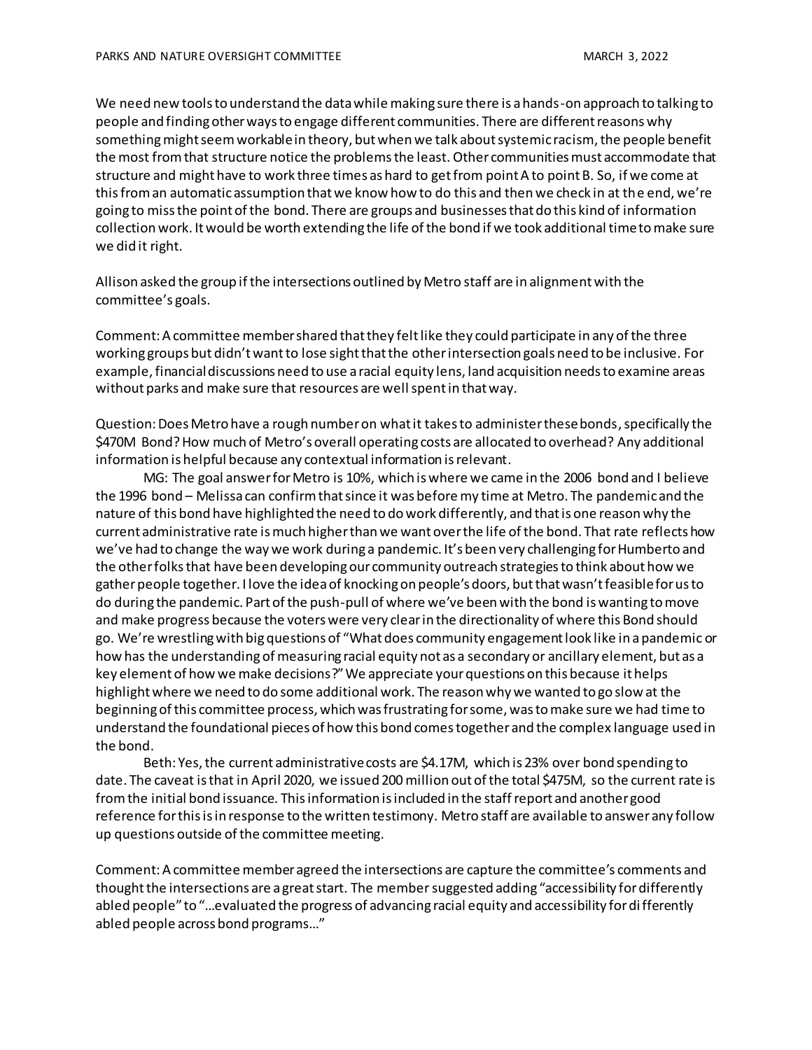We need new tools to understand the data while making sure there is a hands-on approach to talking to people and finding other ways to engage different communities. There are different reasons why something might seem workable in theory, but when we talk about systemic racism, the people benefit the most from that structure notice the problems the least. Other communities must accommodate that structure and might have to work three times as hard to get from point A to point B. So, if we come at this from an automatic assumption that we know how to do this and then we check in at the end, we're going to miss the point of the bond. There are groups and businesses that do this kind of information collection work. It would be worth extending the life of the bond if we took additional time to make sure we did it right.

Allison asked the group if the intersections outlined by Metro staff are in alignment with the committee's goals.

Comment: A committee member shared that they felt like they could participate in any of the three working groups but didn't want to lose sight that the other intersection goals need to be inclusive. For example, financial discussions need to use a racial equity lens, land acquisition needs to examine areas without parks and make sure that resources are well spent in that way.

Question: Does Metro have a rough number on what it takes to administer these bonds, specifically the $470M Bond? How much of Metro's overall operating costs are allocated to overhead? Any additional information is helpful because any contextual information is relevant.

MG: The goal answer for Metro is 10%, which is where we came in the 2006 bond and I believe the 1996 bond – Melissa can confirm that since it was before my time at Metro. The pandemic and the nature of this bond have highlighted the need to do work differently, and that is one reason why the current administrative rate is much higher than we want over the life of the bond. That rate reflects how we've had to change the way we work during a pandemic. It's been very challenging for Humberto and the other folks that have been developing our community outreach strategies to think about how we gather people together. I love the idea of knocking on people's doors, but that wasn't feasible for us to do during the pandemic. Part of the push-pull of where we've been with the bond is wanting to move and make progress because the voters were very clear in the directionality of where this Bond should go. We're wrestling with big questions of "What does community engagement look like in a pandemic or how has the understanding of measuring racial equity not as a secondary or ancillary element, but as a key element of how we make decisions?" We appreciate your questions on this because it helps highlight where we need to do some additional work. The reason why we wanted to go slow at the beginning of this committee process, which was frustrating for some, was to make sure we had time to understand the foundational pieces of how this bond comes together and the complex language used in the bond.

Beth: Yes, the current administrative costs are $4.17M, which is 23% over bond spending to date. The caveat is that in April 2020, we issued 200 million out of the total $475M, so the current rate is from the initial bond issuance. This information is included in the staff report and another good reference for this is in response to the written testimony. Metro staff are available to answer any follow up questions outside of the committee meeting.

Comment: A committee member agreed the intersections are capture the committee's comments and thought the intersections are a great start. The member suggested adding "accessibility for differently abled people" to "…evaluated the progress of advancing racial equity and accessibility for differently abled people across bond programs…"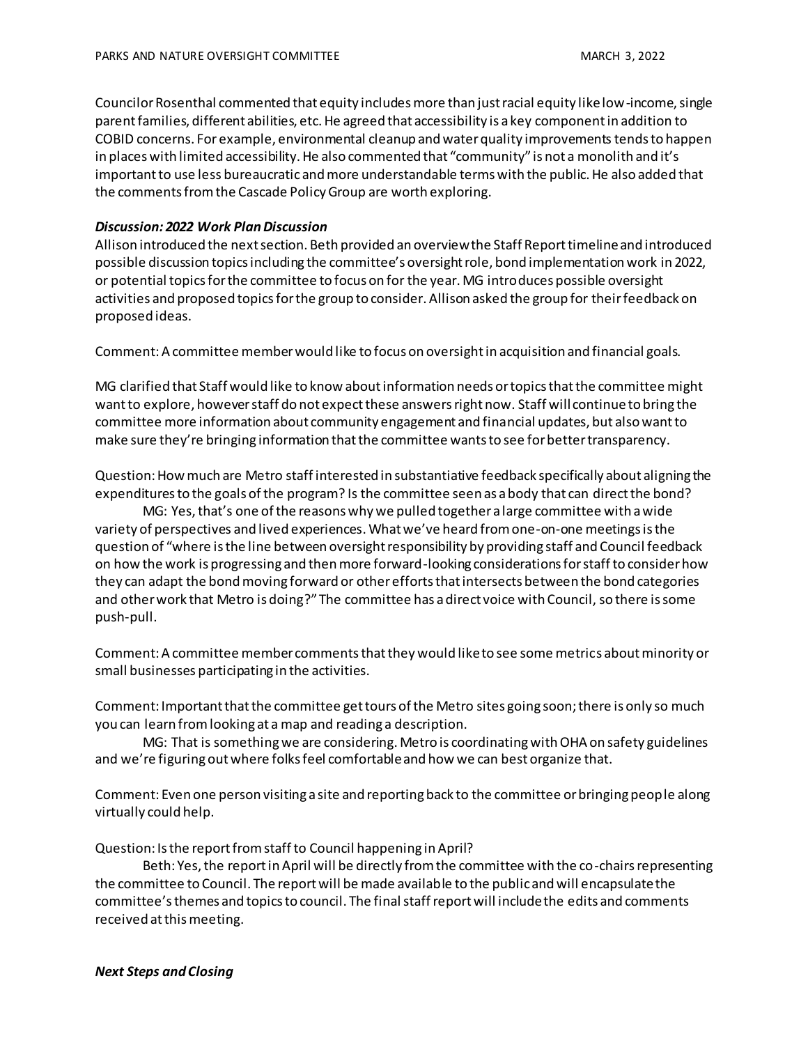Councilor Rosenthal commented that equity includes more than just racial equity like low-income, single parent families, different abilities, etc. He agreed that accessibility is a key component in addition to COBID concerns. For example, environmental cleanup and water quality improvements tends to happen in places with limited accessibility. He also commented that "community" is not a monolith and it's important to use less bureaucratic and more understandable terms with the public. He also added that the comments from the Cascade Policy Group are worth exploring.

***Discussion: 2022 Work Plan Discussion***

Allison introduced the next section. Beth provided an overview the Staff Report timeline and introduced possible discussion topics including the committee's oversight role, bond implementation work in 2022, or potential topics for the committee to focus on for the year. MG introduces possible oversight activities and proposed topics for the group to consider. Allison asked the group for their feedback on proposed ideas.

Comment: A committee member would like to focus on oversight in acquisition and financial goals.

MG clarified that Staff would like to know about information needs or topics that the committee might want to explore, however staff do not expect these answers right now. Staff will continue to bring the committee more information about community engagement and financial updates, but also want to make sure they're bringing information that the committee wants to see for better transparency.

Question: How much are Metro staff interested in substantiative feedback specifically about aligning the expenditures to the goals of the program? Is the committee seen as a body that can direct the bond?

MG: Yes, that's one of the reasons why we pulled together a large committee with a wide variety of perspectives and lived experiences. What we've heard from one-on-one meetings is the question of "where is the line between oversight responsibility by providing staff and Council feedback on how the work is progressing and then more forward-looking considerations for staff to consider how they can adapt the bond moving forward or other efforts that intersects between the bond categories and other work that Metro is doing?" The committee has a direct voice with Council, so there is some push-pull.

Comment: A committee member comments that they would like to see some metrics about minority or small businesses participating in the activities.

Comment: Important that the committee get tours of the Metro sites going soon; there is only so much you can learn from looking at a map and reading a description.

MG: That is something we are considering. Metro is coordinating with OHA on safety guidelines and we're figuring out where folks feel comfortable and how we can best organize that.

Comment: Even one person visiting a site and reporting back to the committee or bringing people along virtually could help.

Question: Is the report from staff to Council happening in April?

Beth: Yes, the report in April will be directly from the committee with the co-chairs representing the committee to Council. The report will be made available to the public and will encapsulate the committee's themes and topics to council. The final staff report will include the edits and comments received at this meeting.

***Next Steps and Closing***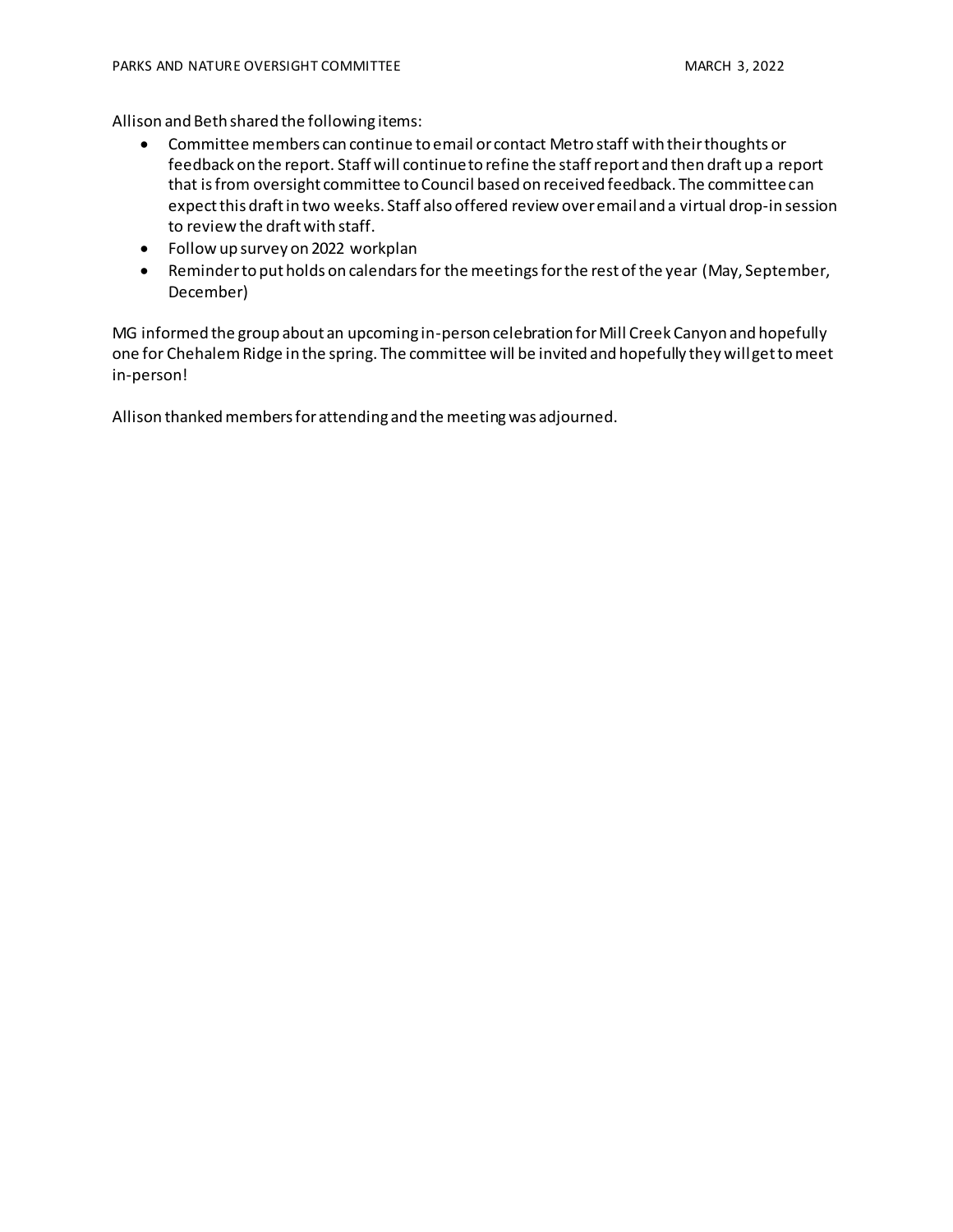Allison and Beth shared the following items:

- Committee members can continue to email or contact Metro staff with their thoughts or feedback on the report. Staff will continue to refine the staff report and then draft up a report that is from oversight committee to Council based on received feedback. The committee can expect this draft in two weeks. Staff also offered review over email and a virtual drop-in session to review the draft with staff.
- Follow up survey on 2022 workplan
- Reminder to put holds on calendars for the meetings for the rest of the year (May, September, December)

MG informed the group about an upcoming in-person celebration for Mill Creek Canyon and hopefully one for Chehalem Ridge in the spring. The committee will be invited and hopefully they will get to meet in-person!

Allison thanked members for attending and the meeting was adjourned.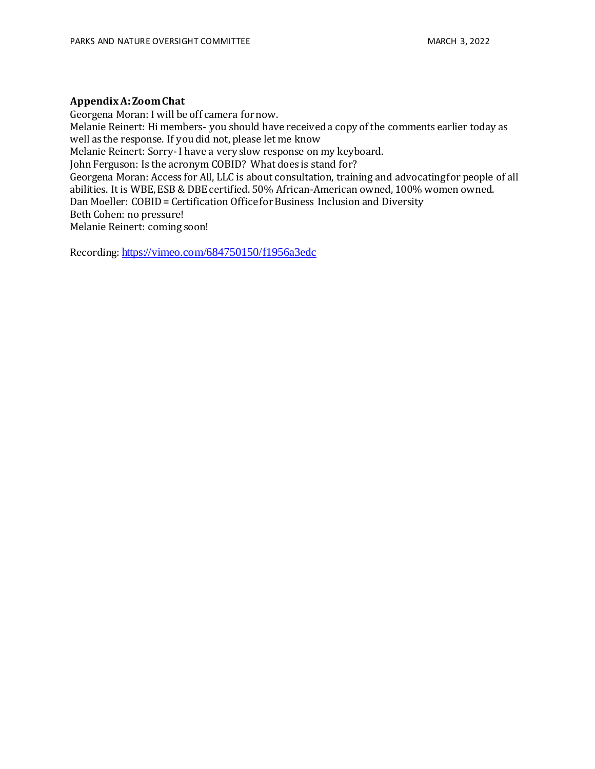**Appendix A: Zoom Chat**

Georgena Moran: I will be off camera for now.
Melanie Reinert: Hi members- you should have received a copy of the comments earlier today as well as the response. If you did not, please let me know
Melanie Reinert: Sorry- I have a very slow response on my keyboard.
John Ferguson: Is the acronym COBID? What does is stand for?
Georgena Moran: Access for All, LLC is about consultation, training and advocating for people of all abilities. It is WBE, ESB & DBE certified. 50% African-American owned, 100% women owned.
Dan Moeller: COBID = Certification Office for Business Inclusion and Diversity
Beth Cohen: no pressure!
Melanie Reinert: coming soon!

Recording: https://vimeo.com/684750150/f1956a3edc